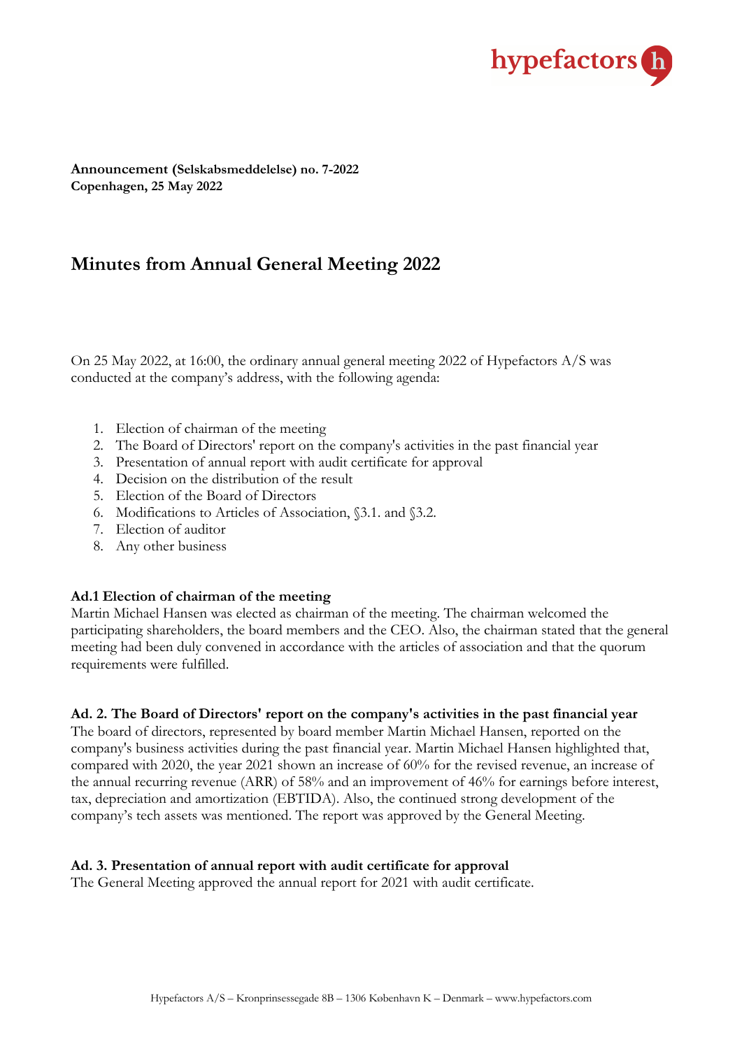**Announcement (Selskabsmeddelelse) no. 7-2022**
**Copenhagen, 25 May 2022**

# Minutes from Annual General Meeting 2022

On 25 May 2022, at 16:00, the ordinary annual general meeting 2022 of Hypefactors A/S was conducted at the company's address, with the following agenda:

1. Election of chairman of the meeting
2. The Board of Directors' report on the company's activities in the past financial year
3. Presentation of annual report with audit certificate for approval
4. Decision on the distribution of the result
5. Election of the Board of Directors
6. Modifications to Articles of Association, §3.1. and §3.2.
7. Election of auditor
8. Any other business

**Ad.1 Election of chairman of the meeting**
Martin Michael Hansen was elected as chairman of the meeting. The chairman welcomed the participating shareholders, the board members and the CEO. Also, the chairman stated that the general meeting had been duly convened in accordance with the articles of association and that the quorum requirements were fulfilled.

**Ad. 2. The Board of Directors' report on the company's activities in the past financial year**
The board of directors, represented by board member Martin Michael Hansen, reported on the company's business activities during the past financial year. Martin Michael Hansen highlighted that, compared with 2020, the year 2021 shown an increase of 60% for the revised revenue, an increase of the annual recurring revenue (ARR) of 58% and an improvement of 46% for earnings before interest, tax, depreciation and amortization (EBTIDA). Also, the continued strong development of the company's tech assets was mentioned. The report was approved by the General Meeting.

**Ad. 3. Presentation of annual report with audit certificate for approval**
The General Meeting approved the annual report for 2021 with audit certificate.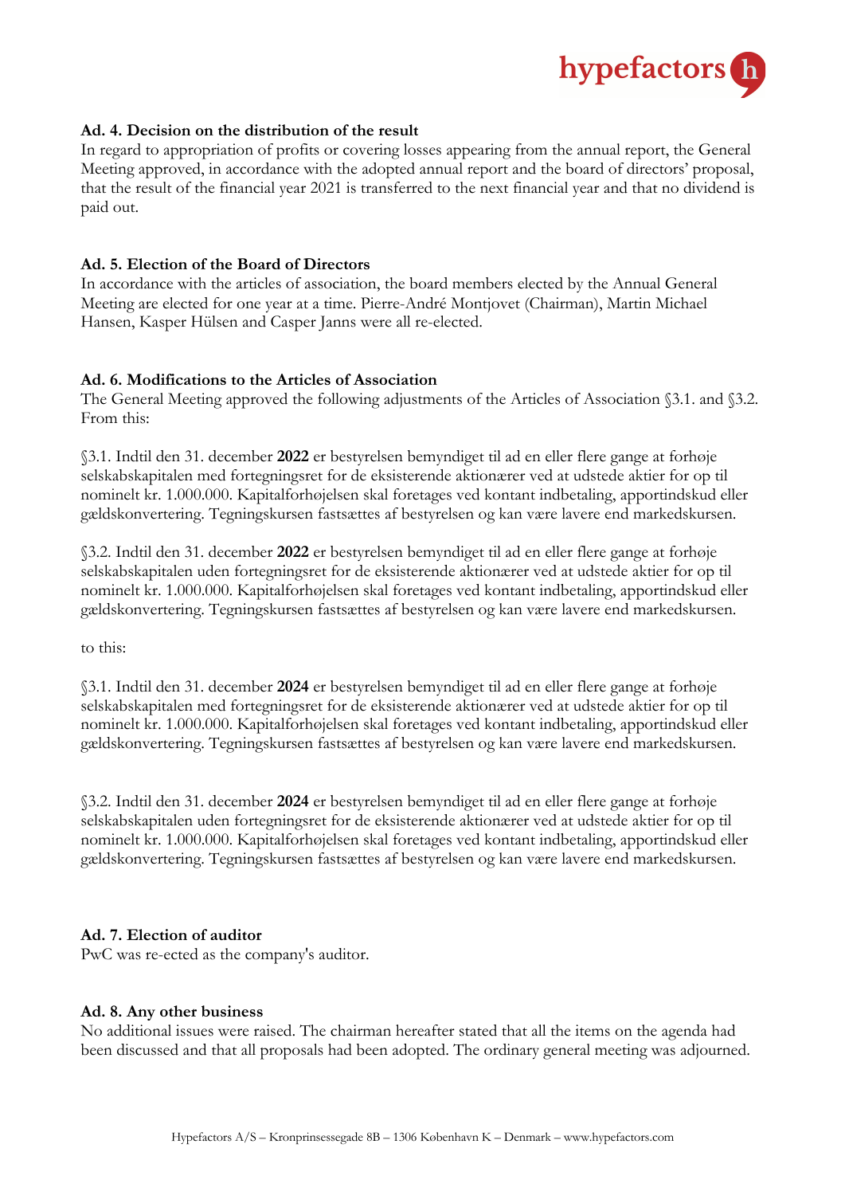### Ad. 4. Decision on the distribution of the result

In regard to appropriation of profits or covering losses appearing from the annual report, the General Meeting approved, in accordance with the adopted annual report and the board of directors' proposal, that the result of the financial year 2021 is transferred to the next financial year and that no dividend is paid out.

### Ad. 5. Election of the Board of Directors

In accordance with the articles of association, the board members elected by the Annual General Meeting are elected for one year at a time. Pierre-André Montjovet (Chairman), Martin Michael Hansen, Kasper Hülsen and Casper Janns were all re-elected.

### Ad. 6. Modifications to the Articles of Association

The General Meeting approved the following adjustments of the Articles of Association §3.1. and §3.2. From this:

§3.1. Indtil den 31. december **2022** er bestyrelsen bemyndiget til ad en eller flere gange at forhøje selskabskapitalen med fortegningsret for de eksisterende aktionærer ved at udstede aktier for op til nominelt kr. 1.000.000. Kapitalforhøjelsen skal foretages ved kontant indbetaling, apportindskud eller gældskonvertering. Tegningskursen fastsættes af bestyrelsen og kan være lavere end markedskursen.

§3.2. Indtil den 31. december **2022** er bestyrelsen bemyndiget til ad en eller flere gange at forhøje selskabskapitalen uden fortegningsret for de eksisterende aktionærer ved at udstede aktier for op til nominelt kr. 1.000.000. Kapitalforhøjelsen skal foretages ved kontant indbetaling, apportindskud eller gældskonvertering. Tegningskursen fastsættes af bestyrelsen og kan være lavere end markedskursen.

to this:

§3.1. Indtil den 31. december **2024** er bestyrelsen bemyndiget til ad en eller flere gange at forhøje selskabskapitalen med fortegningsret for de eksisterende aktionærer ved at udstede aktier for op til nominelt kr. 1.000.000. Kapitalforhøjelsen skal foretages ved kontant indbetaling, apportindskud eller gældskonvertering. Tegningskursen fastsættes af bestyrelsen og kan være lavere end markedskursen.

§3.2. Indtil den 31. december **2024** er bestyrelsen bemyndiget til ad en eller flere gange at forhøje selskabskapitalen uden fortegningsret for de eksisterende aktionærer ved at udstede aktier for op til nominelt kr. 1.000.000. Kapitalforhøjelsen skal foretages ved kontant indbetaling, apportindskud eller gældskonvertering. Tegningskursen fastsættes af bestyrelsen og kan være lavere end markedskursen.

### Ad. 7. Election of auditor

PwC was re-ected as the company's auditor.

### Ad. 8. Any other business

No additional issues were raised. The chairman hereafter stated that all the items on the agenda had been discussed and that all proposals had been adopted. The ordinary general meeting was adjourned.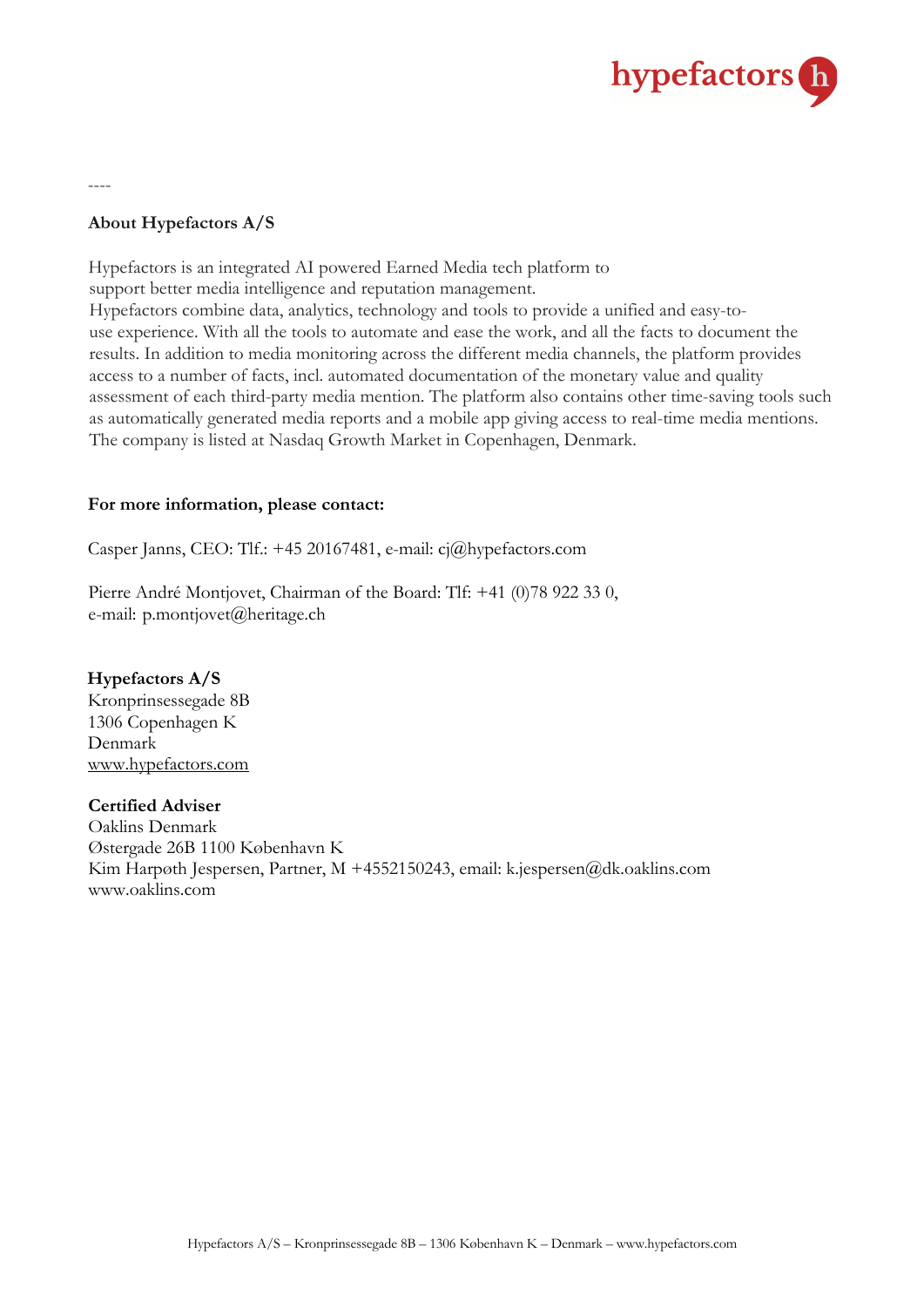----

**About Hypefactors A/S**

Hypefactors is an integrated AI powered Earned Media tech platform to support better media intelligence and reputation management.
Hypefactors combine data, analytics, technology and tools to provide a unified and easy-to-use experience. With all the tools to automate and ease the work, and all the facts to document the results. In addition to media monitoring across the different media channels, the platform provides access to a number of facts, incl. automated documentation of the monetary value and quality assessment of each third-party media mention. The platform also contains other time-saving tools such as automatically generated media reports and a mobile app giving access to real-time media mentions. The company is listed at Nasdaq Growth Market in Copenhagen, Denmark.

**For more information, please contact:**

Casper Janns, CEO: Tlf.: +45 20167481, e-mail: cj@hypefactors.com

Pierre André Montjovet, Chairman of the Board: Tlf: +41 (0)78 922 33 0,
e-mail: p.montjovet@heritage.ch

**Hypefactors A/S**
Kronprinsessegade 8B
1306 Copenhagen K
Denmark
www.hypefactors.com

**Certified Adviser**
Oaklins Denmark
Østergade 26B 1100 København K
Kim Harpøth Jespersen, Partner, M +4552150243, email: k.jespersen@dk.oaklins.com
www.oaklins.com